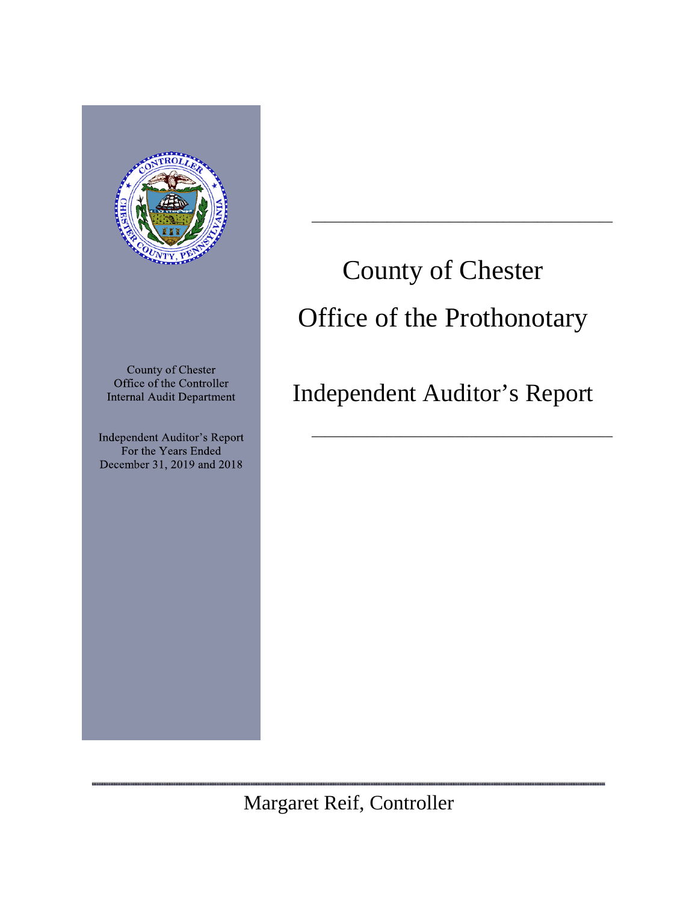County of Chester
Office of the Controller
Internal Audit Department

Independent Auditor's Report
For the Years Ended
December 31, 2019 and 2018

# County of Chester

# Office of the Prothonotary

## Independent Auditor's Report

Margaret Reif, Controller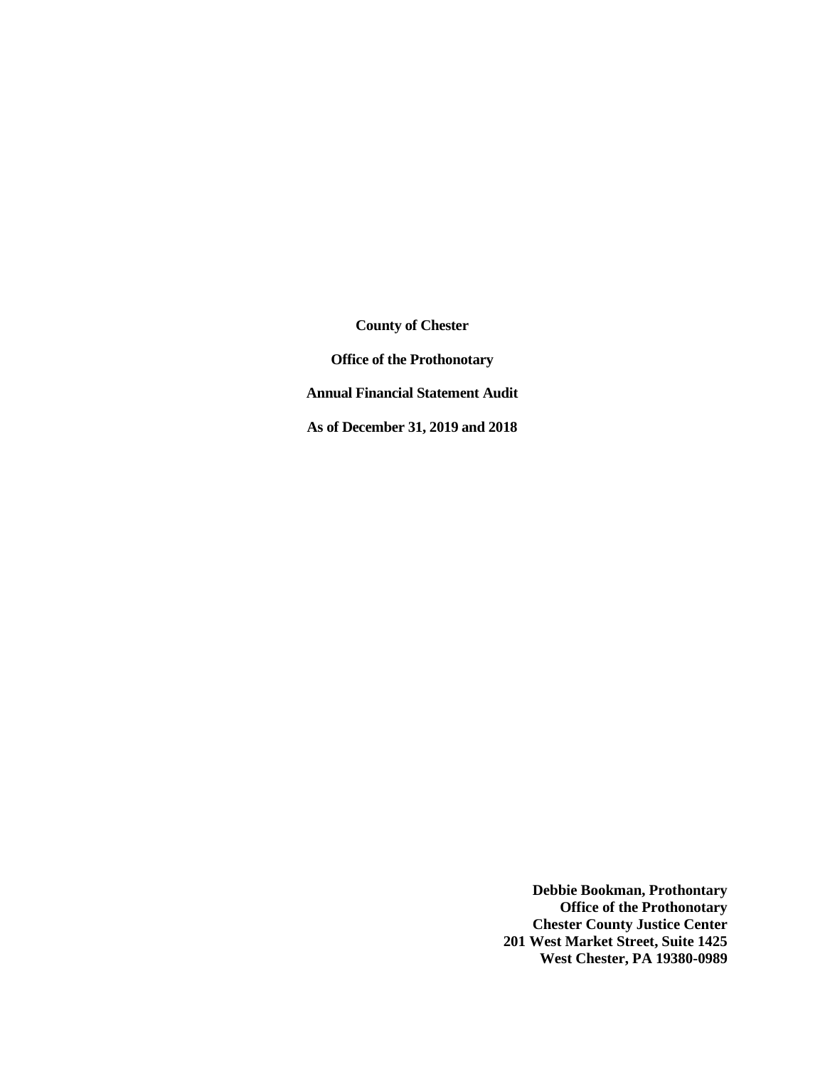**County of Chester**

**Office of the Prothonotary**

**Annual Financial Statement Audit**

**As of December 31, 2019 and 2018**

**Debbie Bookman, Prothontary**
**Office of the Prothonotary**
**Chester County Justice Center**
**201 West Market Street, Suite 1425**
**West Chester, PA 19380-0989**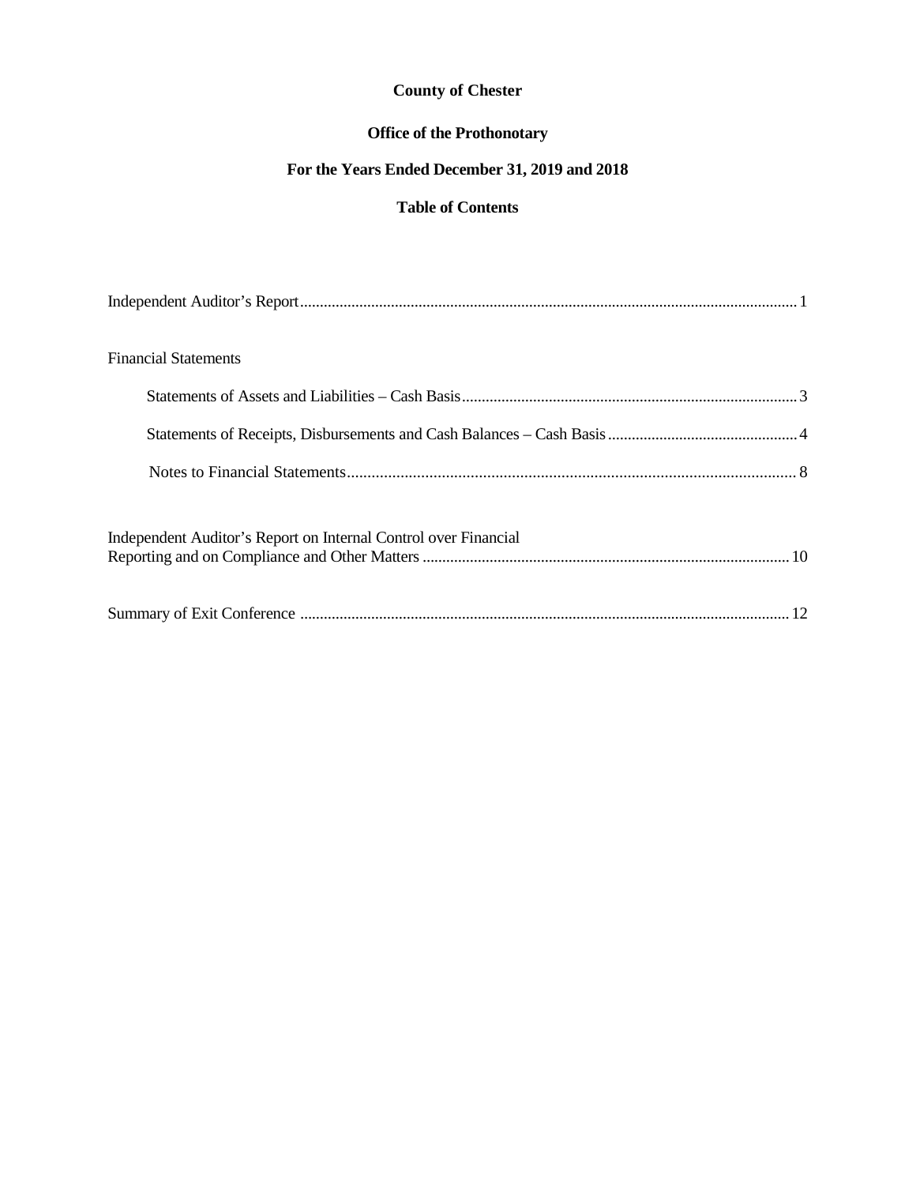**County of Chester**

**Office of the Prothonotary**

**For the Years Ended December 31, 2019 and 2018**

**Table of Contents**

| | |
|---|---|
| Independent Auditor's Report | 1 |
| Financial Statements | |
| Statements of Assets and Liabilities – Cash Basis | 3 |
| Statements of Receipts, Disbursements and Cash Balances – Cash Basis | 4 |
| Notes to Financial Statements | 8 |
| Independent Auditor's Report on Internal Control over Financial Reporting and on Compliance and Other Matters | 10 |
| Summary of Exit Conference | 12 |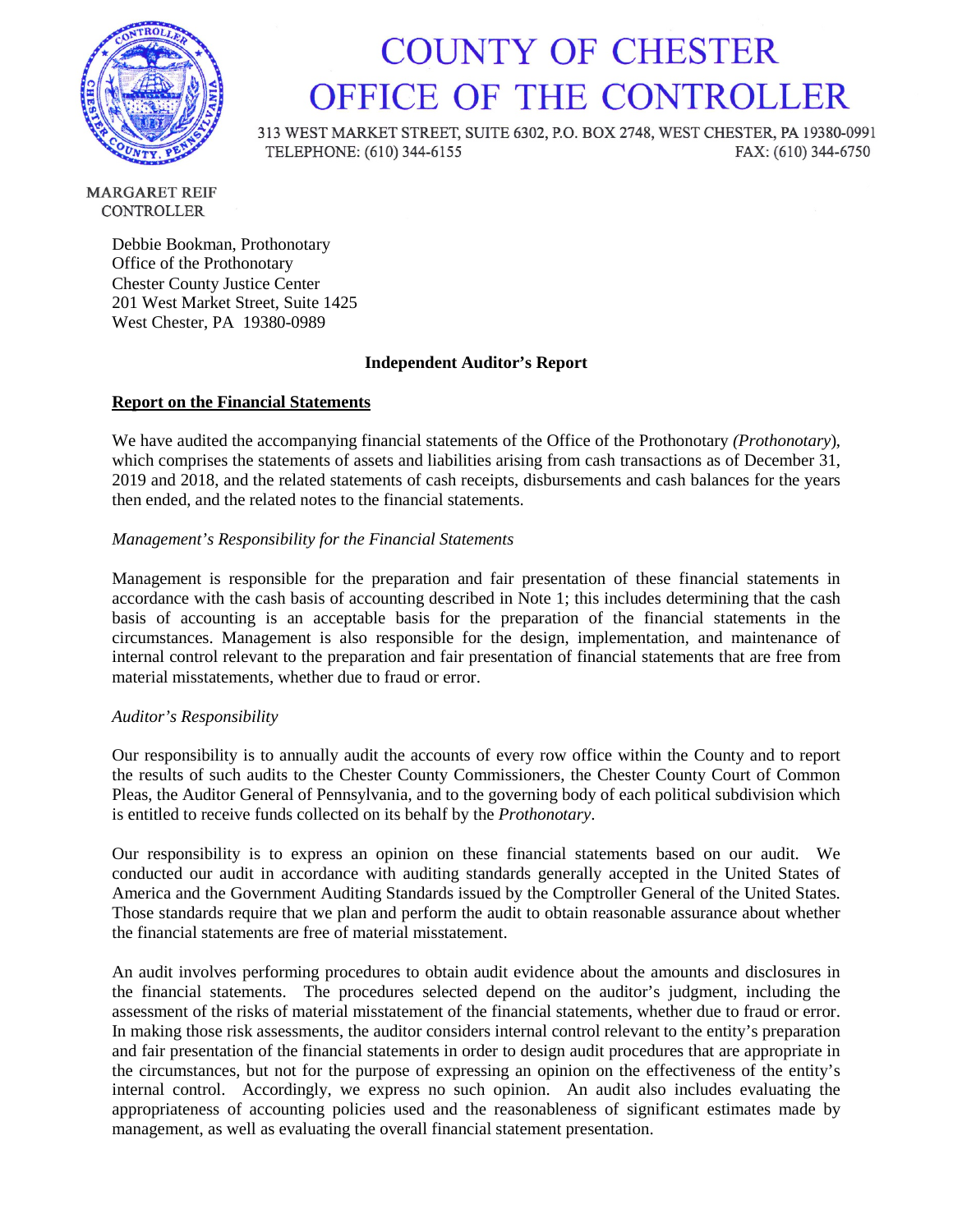# COUNTY OF CHESTER
# OFFICE OF THE CONTROLLER

313 WEST MARKET STREET, SUITE 6302, P.O. BOX 2748, WEST CHESTER, PA 19380-0991
TELEPHONE: (610) 344-6155 FAX: (610) 344-6750

MARGARET REIF
CONTROLLER

Debbie Bookman, Prothonotary
Office of the Prothonotary
Chester County Justice Center
201 West Market Street, Suite 1425
West Chester, PA 19380-0989

**Independent Auditor's Report**

**Report on the Financial Statements**

We have audited the accompanying financial statements of the Office of the Prothonotary *(Prothonotary*), which comprises the statements of assets and liabilities arising from cash transactions as of December 31, 2019 and 2018, and the related statements of cash receipts, disbursements and cash balances for the years then ended, and the related notes to the financial statements.

*Management's Responsibility for the Financial Statements*

Management is responsible for the preparation and fair presentation of these financial statements in accordance with the cash basis of accounting described in Note 1; this includes determining that the cash basis of accounting is an acceptable basis for the preparation of the financial statements in the circumstances. Management is also responsible for the design, implementation, and maintenance of internal control relevant to the preparation and fair presentation of financial statements that are free from material misstatements, whether due to fraud or error.

*Auditor's Responsibility*

Our responsibility is to annually audit the accounts of every row office within the County and to report the results of such audits to the Chester County Commissioners, the Chester County Court of Common Pleas, the Auditor General of Pennsylvania, and to the governing body of each political subdivision which is entitled to receive funds collected on its behalf by the *Prothonotary*.

Our responsibility is to express an opinion on these financial statements based on our audit. We conducted our audit in accordance with auditing standards generally accepted in the United States of America and the Government Auditing Standards issued by the Comptroller General of the United States. Those standards require that we plan and perform the audit to obtain reasonable assurance about whether the financial statements are free of material misstatement.

An audit involves performing procedures to obtain audit evidence about the amounts and disclosures in the financial statements. The procedures selected depend on the auditor's judgment, including the assessment of the risks of material misstatement of the financial statements, whether due to fraud or error. In making those risk assessments, the auditor considers internal control relevant to the entity's preparation and fair presentation of the financial statements in order to design audit procedures that are appropriate in the circumstances, but not for the purpose of expressing an opinion on the effectiveness of the entity's internal control. Accordingly, we express no such opinion. An audit also includes evaluating the appropriateness of accounting policies used and the reasonableness of significant estimates made by management, as well as evaluating the overall financial statement presentation.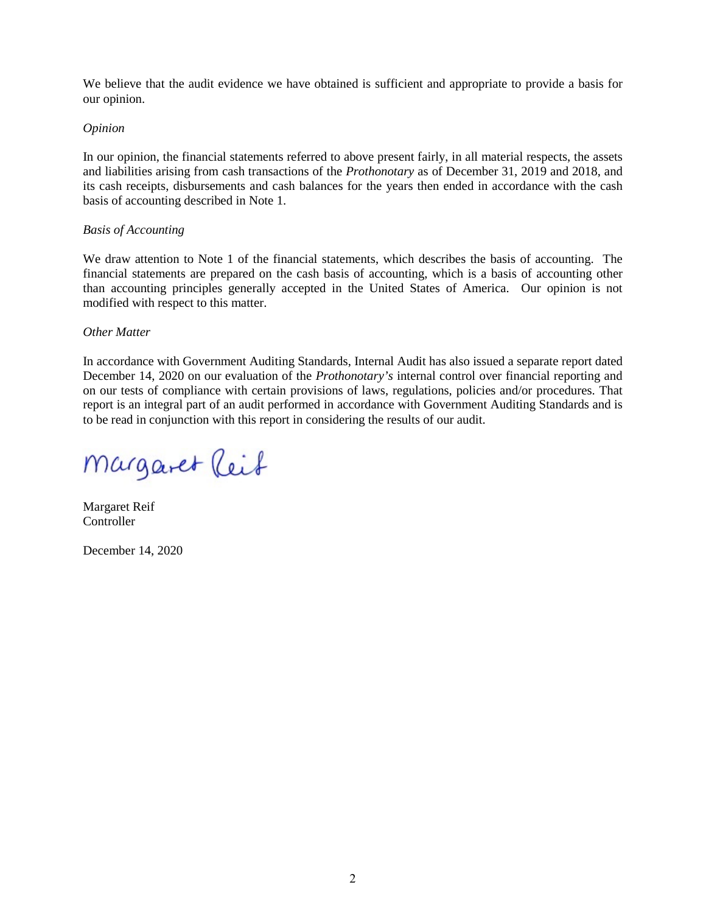We believe that the audit evidence we have obtained is sufficient and appropriate to provide a basis for our opinion.

*Opinion*

In our opinion, the financial statements referred to above present fairly, in all material respects, the assets and liabilities arising from cash transactions of the *Prothonotary* as of December 31, 2019 and 2018, and its cash receipts, disbursements and cash balances for the years then ended in accordance with the cash basis of accounting described in Note 1.

*Basis of Accounting*

We draw attention to Note 1 of the financial statements, which describes the basis of accounting. The financial statements are prepared on the cash basis of accounting, which is a basis of accounting other than accounting principles generally accepted in the United States of America. Our opinion is not modified with respect to this matter.

*Other Matter*

In accordance with Government Auditing Standards, Internal Audit has also issued a separate report dated December 14, 2020 on our evaluation of the *Prothonotary's* internal control over financial reporting and on our tests of compliance with certain provisions of laws, regulations, policies and/or procedures. That report is an integral part of an audit performed in accordance with Government Auditing Standards and is to be read in conjunction with this report in considering the results of our audit.

Margaret Reif

Margaret Reif
Controller

December 14, 2020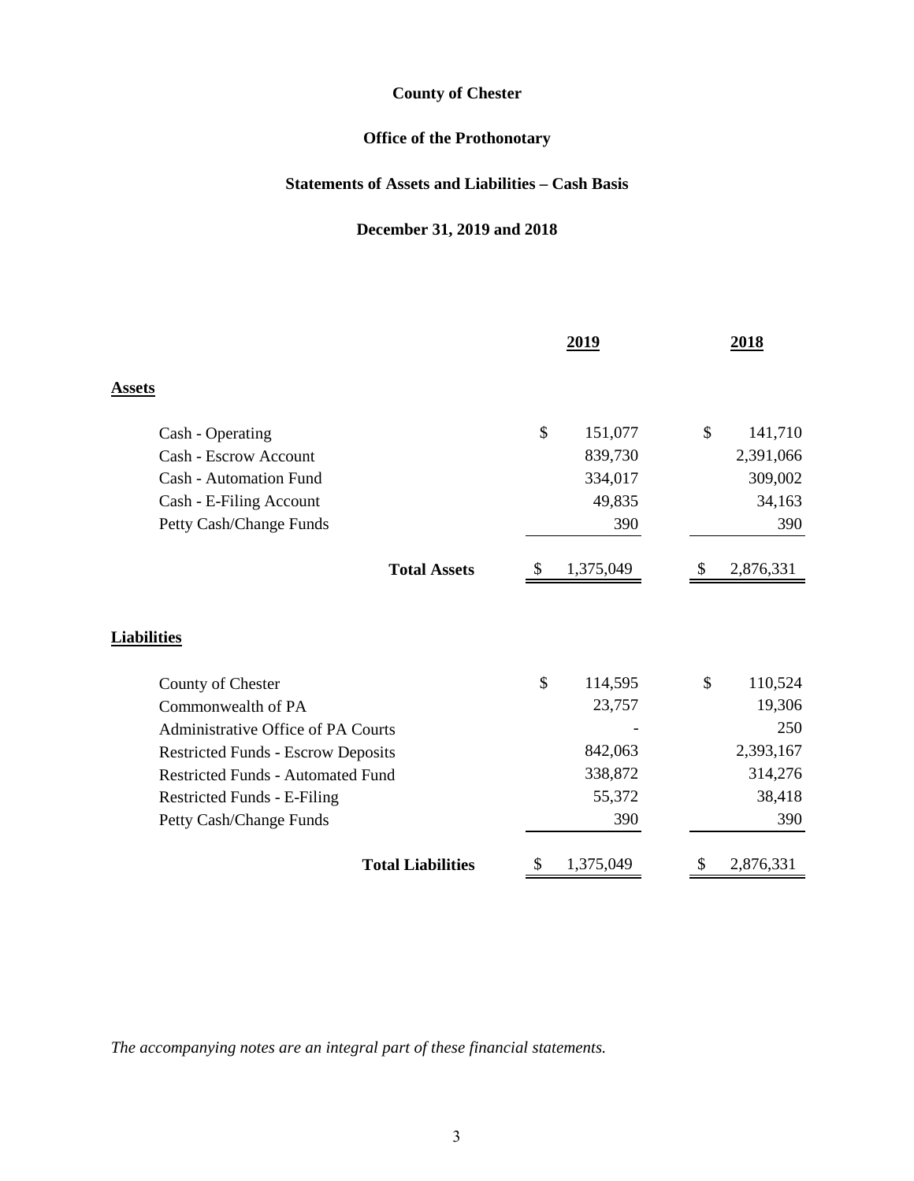**County of Chester**

**Office of the Prothonotary**

**Statements of Assets and Liabilities – Cash Basis**

**December 31, 2019 and 2018**

| | 2019 | 2018 |
|---|---|---|
| **Assets** | | |
| Cash - Operating | $ 151,077 | $ 141,710 |
| Cash - Escrow Account | 839,730 | 2,391,066 |
| Cash - Automation Fund | 334,017 | 309,002 |
| Cash - E-Filing Account | 49,835 | 34,163 |
| Petty Cash/Change Funds | 390 | 390 |
| **Total Assets** | $ 1,375,049 | $ 2,876,331 |
| **Liabilities** | | |
| County of Chester | $ 114,595 | $ 110,524 |
| Commonwealth of PA | 23,757 | 19,306 |
| Administrative Office of PA Courts | - | 250 |
| Restricted Funds - Escrow Deposits | 842,063 | 2,393,167 |
| Restricted Funds - Automated Fund | 338,872 | 314,276 |
| Restricted Funds - E-Filing | 55,372 | 38,418 |
| Petty Cash/Change Funds | 390 | 390 |
| **Total Liabilities** | $ 1,375,049 | $ 2,876,331 |

*The accompanying notes are an integral part of these financial statements.*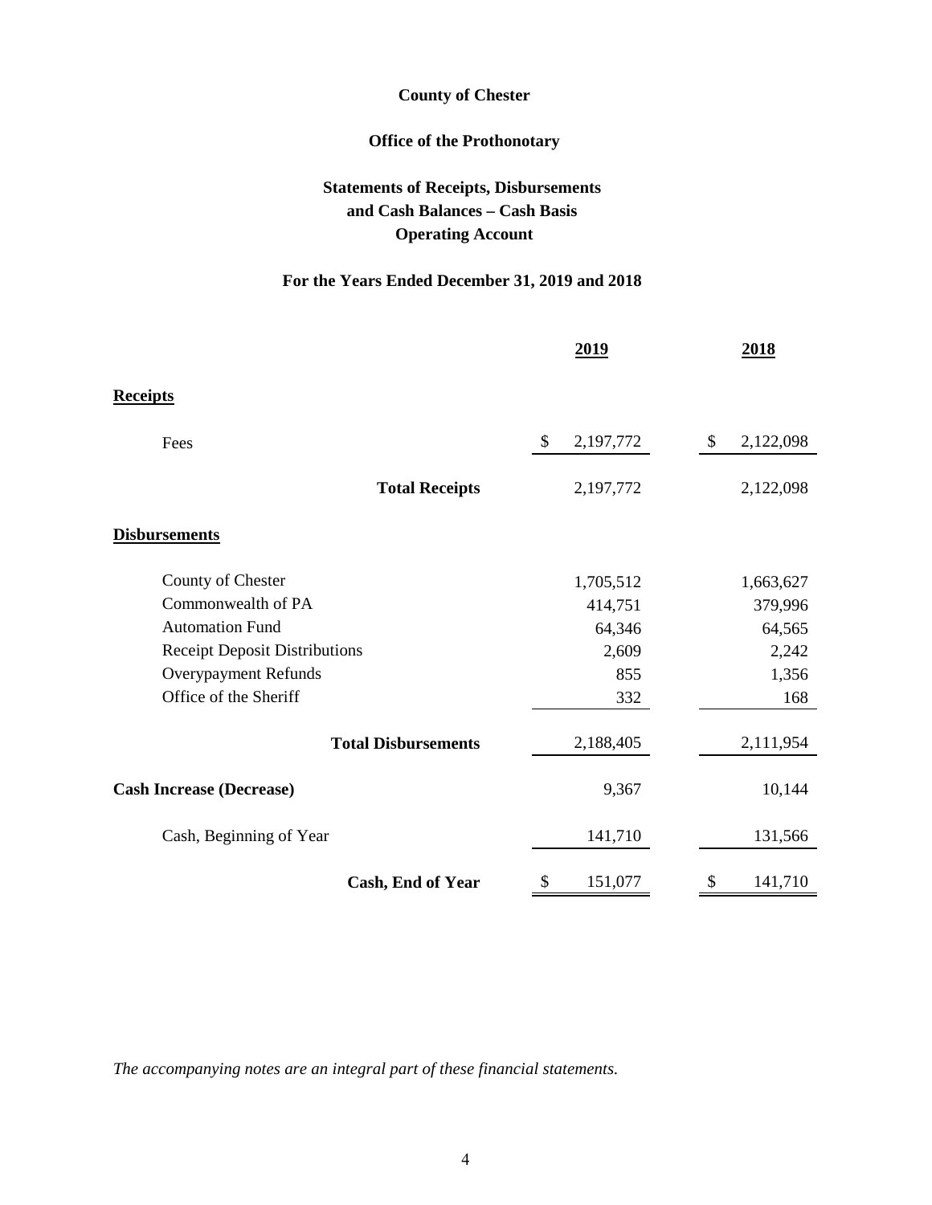**County of Chester**

**Office of the Prothonotary**

**Statements of Receipts, Disbursements and Cash Balances – Cash Basis Operating Account**

**For the Years Ended December 31, 2019 and 2018**

| | 2019 | 2018 |
|---|---|---|
| **Receipts** | | |
| Fees | $ 2,197,772 | $ 2,122,098 |
| **Total Receipts** | 2,197,772 | 2,122,098 |
| **Disbursements** | | |
| County of Chester | 1,705,512 | 1,663,627 |
| Commonwealth of PA | 414,751 | 379,996 |
| Automation Fund | 64,346 | 64,565 |
| Receipt Deposit Distributions | 2,609 | 2,242 |
| Overypayment Refunds | 855 | 1,356 |
| Office of the Sheriff | 332 | 168 |
| **Total Disbursements** | 2,188,405 | 2,111,954 |
| **Cash Increase (Decrease)** | 9,367 | 10,144 |
| Cash, Beginning of Year | 141,710 | 131,566 |
| **Cash, End of Year** | $ 151,077 | $ 141,710 |

*The accompanying notes are an integral part of these financial statements.*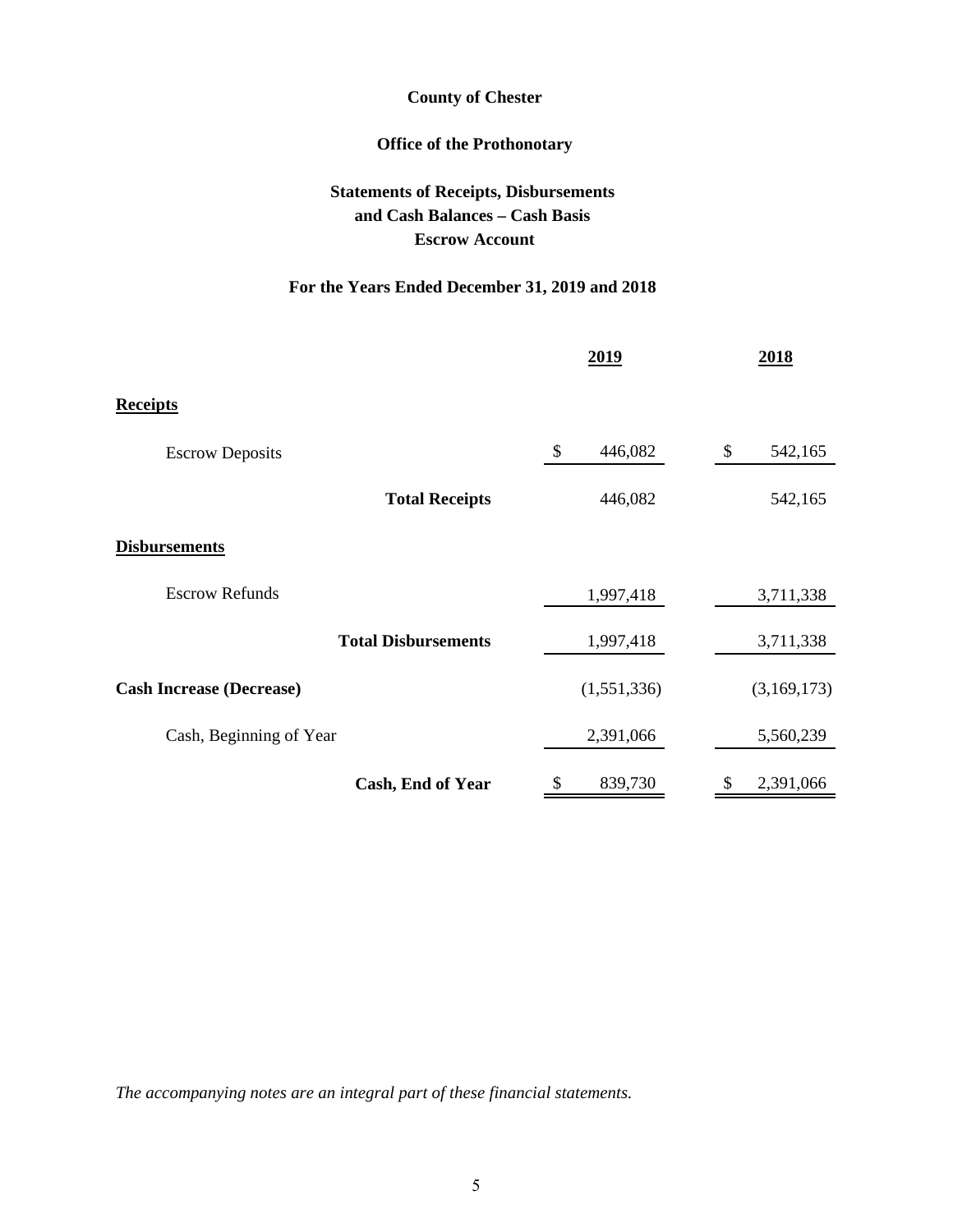**County of Chester**

**Office of the Prothonotary**

**Statements of Receipts, Disbursements and Cash Balances – Cash Basis Escrow Account**

**For the Years Ended December 31, 2019 and 2018**

| | 2019 | 2018 |
|---|---|---|
| **Receipts** | | |
| Escrow Deposits | $ 446,082 | $ 542,165 |
| **Total Receipts** | 446,082 | 542,165 |
| **Disbursements** | | |
| Escrow Refunds | 1,997,418 | 3,711,338 |
| **Total Disbursements** | 1,997,418 | 3,711,338 |
| **Cash Increase (Decrease)** | (1,551,336) | (3,169,173) |
| Cash, Beginning of Year | 2,391,066 | 5,560,239 |
| **Cash, End of Year** | $ 839,730 | $ 2,391,066 |

*The accompanying notes are an integral part of these financial statements.*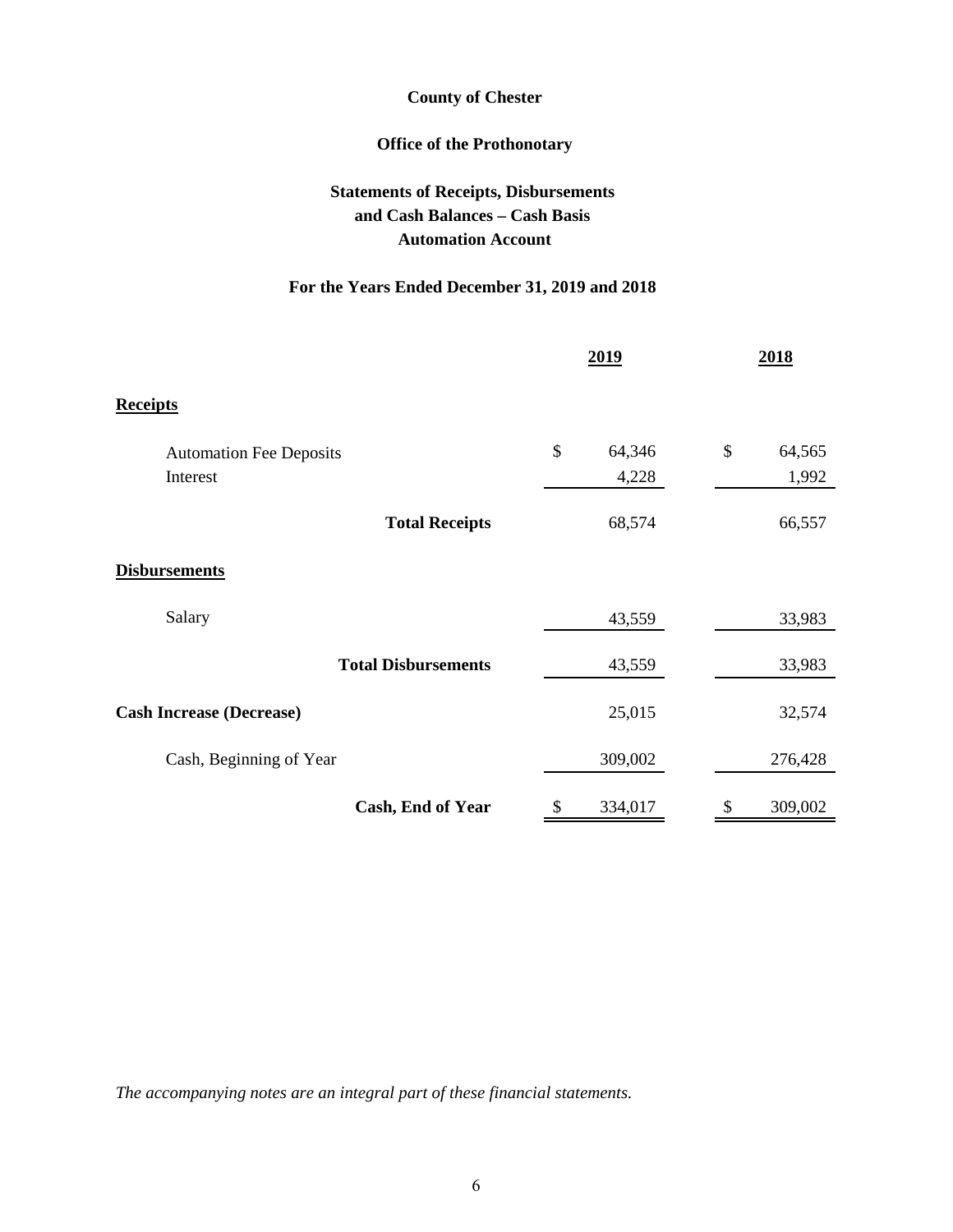**County of Chester**

**Office of the Prothonotary**

**Statements of Receipts, Disbursements and Cash Balances – Cash Basis Automation Account**

**For the Years Ended December 31, 2019 and 2018**

| | 2019 | 2018 |
|---|---|---|
| **Receipts** | | |
| Automation Fee Deposits | $ 64,346 | $ 64,565 |
| Interest | 4,228 | 1,992 |
| **Total Receipts** | 68,574 | 66,557 |
| **Disbursements** | | |
| Salary | 43,559 | 33,983 |
| **Total Disbursements** | 43,559 | 33,983 |
| **Cash Increase (Decrease)** | 25,015 | 32,574 |
| Cash, Beginning of Year | 309,002 | 276,428 |
| **Cash, End of Year** | $ 334,017 | $ 309,002 |

*The accompanying notes are an integral part of these financial statements.*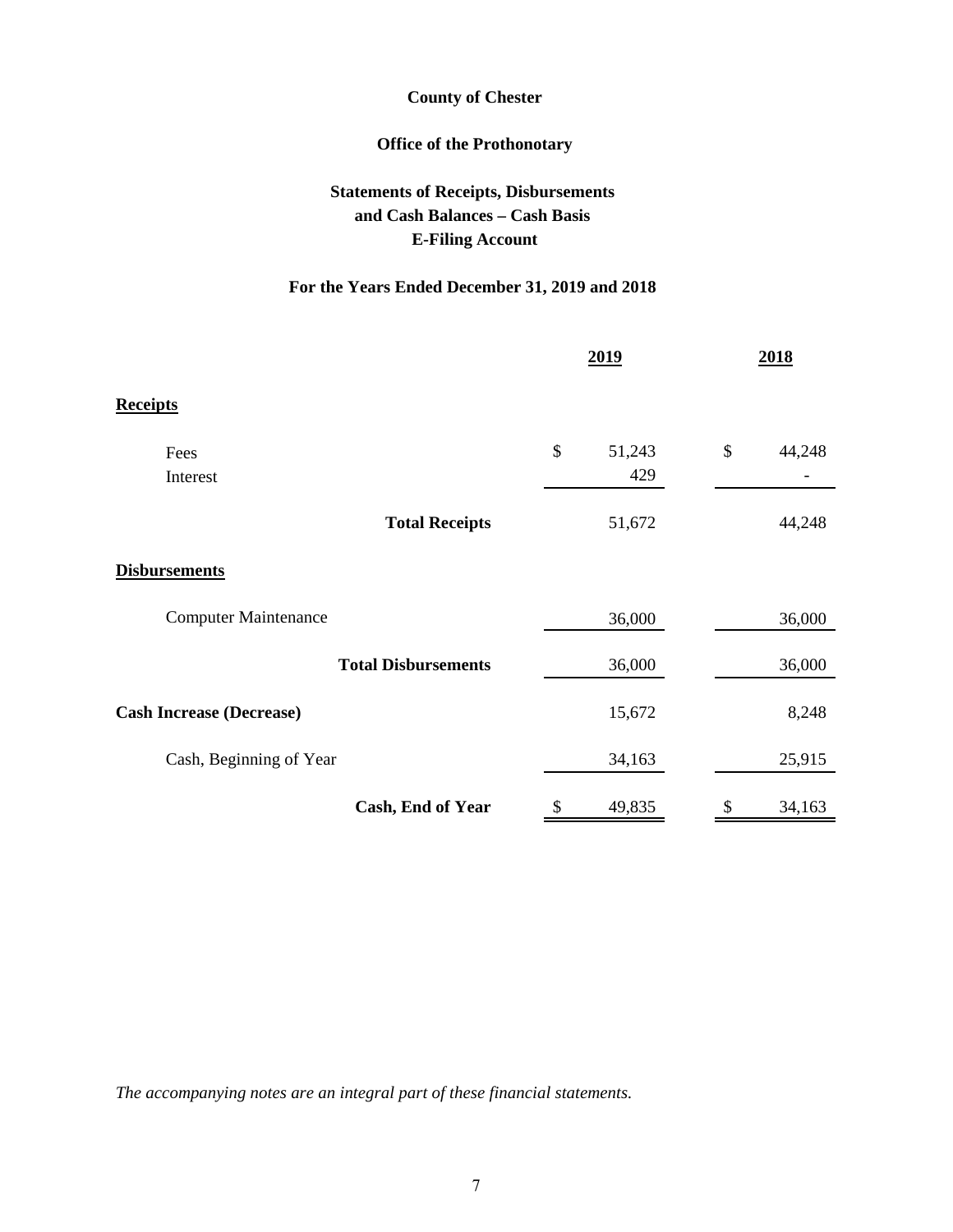**County of Chester**

**Office of the Prothonotary**

**Statements of Receipts, Disbursements and Cash Balances – Cash Basis E-Filing Account**

**For the Years Ended December 31, 2019 and 2018**

| | 2019 | 2018 |
|---|---|---|
| **Receipts** | | |
| Fees | $ 51,243 | $ 44,248 |
| Interest | 429 | - |
| **Total Receipts** | 51,672 | 44,248 |
| **Disbursements** | | |
| Computer Maintenance | 36,000 | 36,000 |
| **Total Disbursements** | 36,000 | 36,000 |
| **Cash Increase (Decrease)** | 15,672 | 8,248 |
| Cash, Beginning of Year | 34,163 | 25,915 |
| **Cash, End of Year** | $ 49,835 | $ 34,163 |

*The accompanying notes are an integral part of these financial statements.*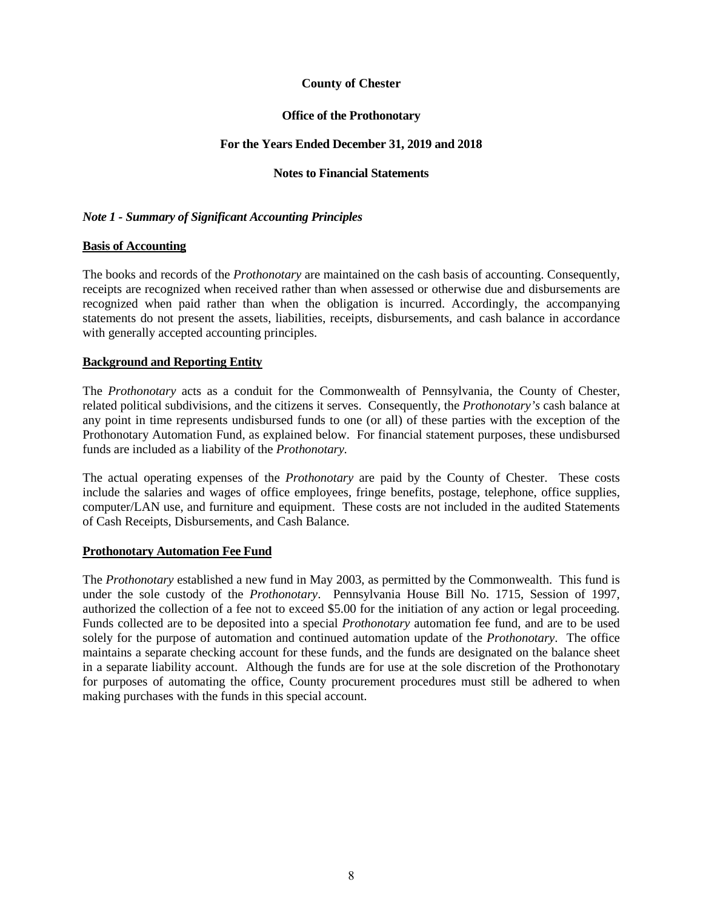**County of Chester**

**Office of the Prothonotary**

**For the Years Ended December 31, 2019 and 2018**

**Notes to Financial Statements**

***Note 1 - Summary of Significant Accounting Principles***

**Basis of Accounting**

The books and records of the *Prothonotary* are maintained on the cash basis of accounting. Consequently, receipts are recognized when received rather than when assessed or otherwise due and disbursements are recognized when paid rather than when the obligation is incurred. Accordingly, the accompanying statements do not present the assets, liabilities, receipts, disbursements, and cash balance in accordance with generally accepted accounting principles.

**Background and Reporting Entity**

The *Prothonotary* acts as a conduit for the Commonwealth of Pennsylvania, the County of Chester, related political subdivisions, and the citizens it serves. Consequently, the *Prothonotary's* cash balance at any point in time represents undisbursed funds to one (or all) of these parties with the exception of the Prothonotary Automation Fund, as explained below. For financial statement purposes, these undisbursed funds are included as a liability of the *Prothonotary.*

The actual operating expenses of the *Prothonotary* are paid by the County of Chester. These costs include the salaries and wages of office employees, fringe benefits, postage, telephone, office supplies, computer/LAN use, and furniture and equipment. These costs are not included in the audited Statements of Cash Receipts, Disbursements, and Cash Balance.

**Prothonotary Automation Fee Fund**

The *Prothonotary* established a new fund in May 2003, as permitted by the Commonwealth. This fund is under the sole custody of the *Prothonotary*. Pennsylvania House Bill No. 1715, Session of 1997, authorized the collection of a fee not to exceed $5.00 for the initiation of any action or legal proceeding. Funds collected are to be deposited into a special *Prothonotary* automation fee fund, and are to be used solely for the purpose of automation and continued automation update of the *Prothonotary*. The office maintains a separate checking account for these funds, and the funds are designated on the balance sheet in a separate liability account. Although the funds are for use at the sole discretion of the Prothonotary for purposes of automating the office, County procurement procedures must still be adhered to when making purchases with the funds in this special account.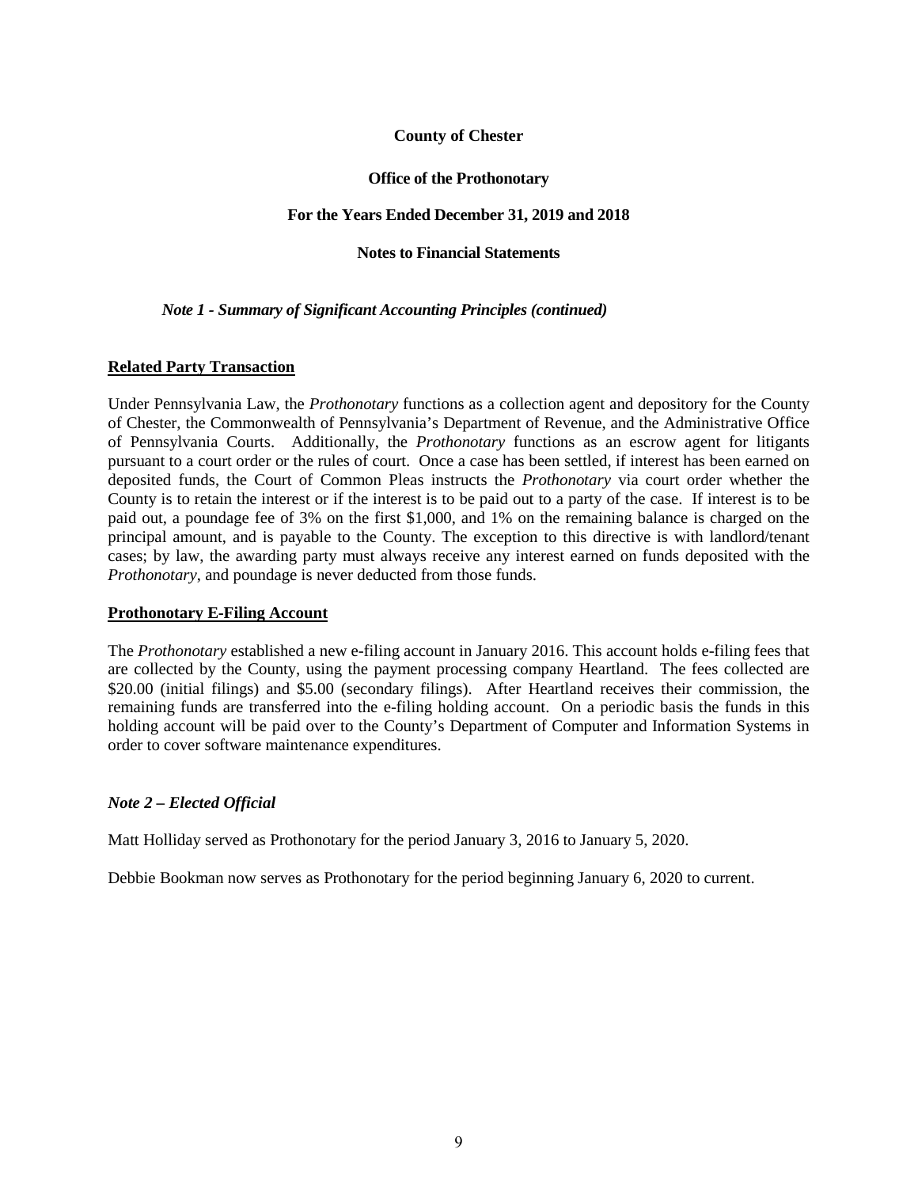**County of Chester**

**Office of the Prothonotary**

**For the Years Ended December 31, 2019 and 2018**

**Notes to Financial Statements**

***Note 1 - Summary of Significant Accounting Principles (continued)***

**Related Party Transaction**

Under Pennsylvania Law, the *Prothonotary* functions as a collection agent and depository for the County of Chester, the Commonwealth of Pennsylvania's Department of Revenue, and the Administrative Office of Pennsylvania Courts. Additionally, the *Prothonotary* functions as an escrow agent for litigants pursuant to a court order or the rules of court. Once a case has been settled, if interest has been earned on deposited funds, the Court of Common Pleas instructs the *Prothonotary* via court order whether the County is to retain the interest or if the interest is to be paid out to a party of the case. If interest is to be paid out, a poundage fee of 3% on the first $1,000, and 1% on the remaining balance is charged on the principal amount, and is payable to the County. The exception to this directive is with landlord/tenant cases; by law, the awarding party must always receive any interest earned on funds deposited with the *Prothonotary*, and poundage is never deducted from those funds.

**Prothonotary E-Filing Account**

The *Prothonotary* established a new e-filing account in January 2016. This account holds e-filing fees that are collected by the County, using the payment processing company Heartland. The fees collected are $20.00 (initial filings) and $5.00 (secondary filings). After Heartland receives their commission, the remaining funds are transferred into the e-filing holding account. On a periodic basis the funds in this holding account will be paid over to the County's Department of Computer and Information Systems in order to cover software maintenance expenditures.

***Note 2 – Elected Official***

Matt Holliday served as Prothonotary for the period January 3, 2016 to January 5, 2020.

Debbie Bookman now serves as Prothonotary for the period beginning January 6, 2020 to current.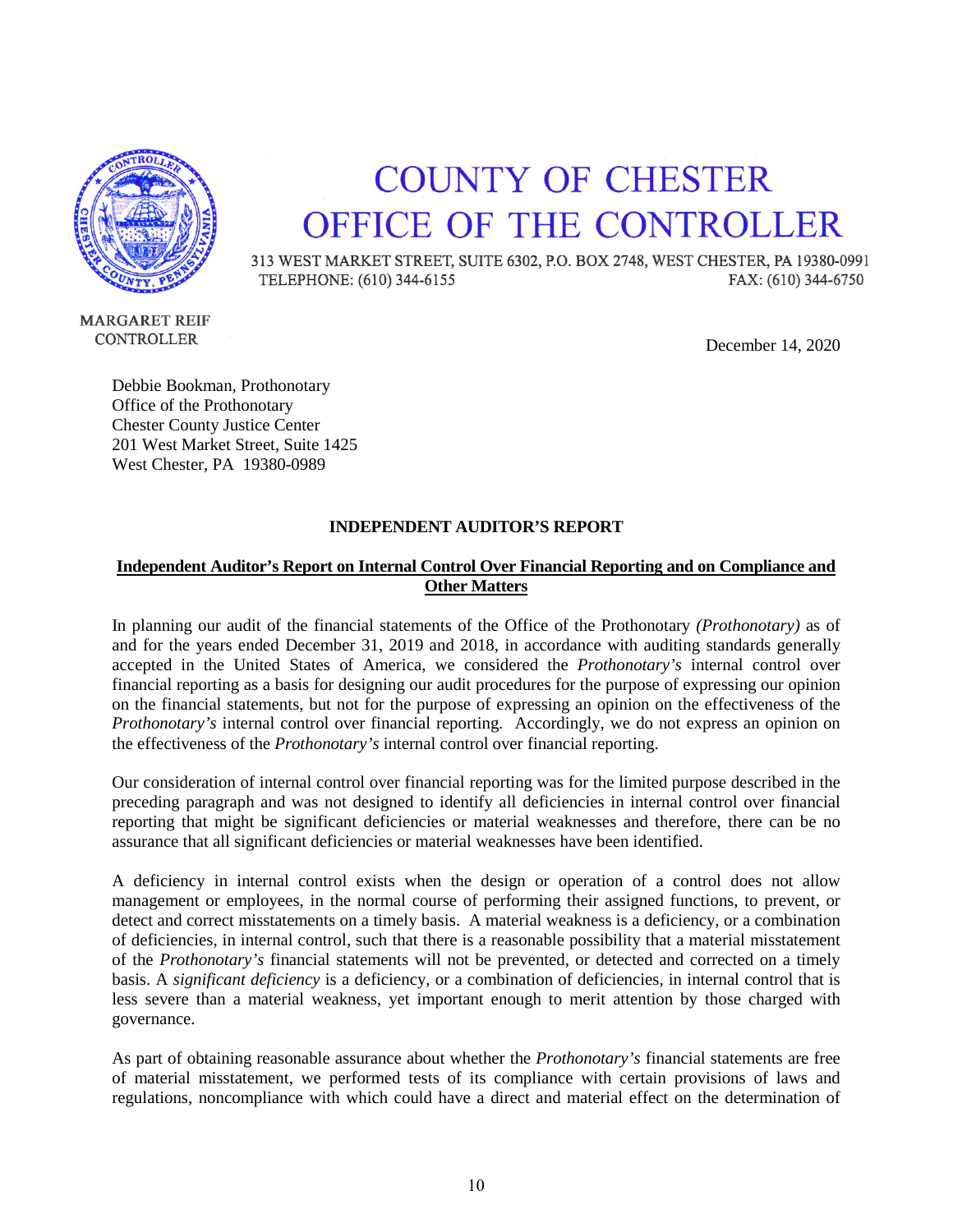# COUNTY OF CHESTER
# OFFICE OF THE CONTROLLER

313 WEST MARKET STREET, SUITE 6302, P.O. BOX 2748, WEST CHESTER, PA 19380-0991
TELEPHONE: (610) 344-6155 FAX: (610) 344-6750

MARGARET REIF
CONTROLLER

December 14, 2020

Debbie Bookman, Prothonotary
Office of the Prothonotary
Chester County Justice Center
201 West Market Street, Suite 1425
West Chester, PA 19380-0989

**INDEPENDENT AUDITOR'S REPORT**

**Independent Auditor's Report on Internal Control Over Financial Reporting and on Compliance and Other Matters**

In planning our audit of the financial statements of the Office of the Prothonotary *(Prothonotary)* as of and for the years ended December 31, 2019 and 2018, in accordance with auditing standards generally accepted in the United States of America, we considered the *Prothonotary's* internal control over financial reporting as a basis for designing our audit procedures for the purpose of expressing our opinion on the financial statements, but not for the purpose of expressing an opinion on the effectiveness of the *Prothonotary's* internal control over financial reporting. Accordingly, we do not express an opinion on the effectiveness of the *Prothonotary's* internal control over financial reporting.

Our consideration of internal control over financial reporting was for the limited purpose described in the preceding paragraph and was not designed to identify all deficiencies in internal control over financial reporting that might be significant deficiencies or material weaknesses and therefore, there can be no assurance that all significant deficiencies or material weaknesses have been identified.

A deficiency in internal control exists when the design or operation of a control does not allow management or employees, in the normal course of performing their assigned functions, to prevent, or detect and correct misstatements on a timely basis. A material weakness is a deficiency, or a combination of deficiencies, in internal control, such that there is a reasonable possibility that a material misstatement of the *Prothonotary's* financial statements will not be prevented, or detected and corrected on a timely basis. A *significant deficiency* is a deficiency, or a combination of deficiencies, in internal control that is less severe than a material weakness, yet important enough to merit attention by those charged with governance.

As part of obtaining reasonable assurance about whether the *Prothonotary's* financial statements are free of material misstatement, we performed tests of its compliance with certain provisions of laws and regulations, noncompliance with which could have a direct and material effect on the determination of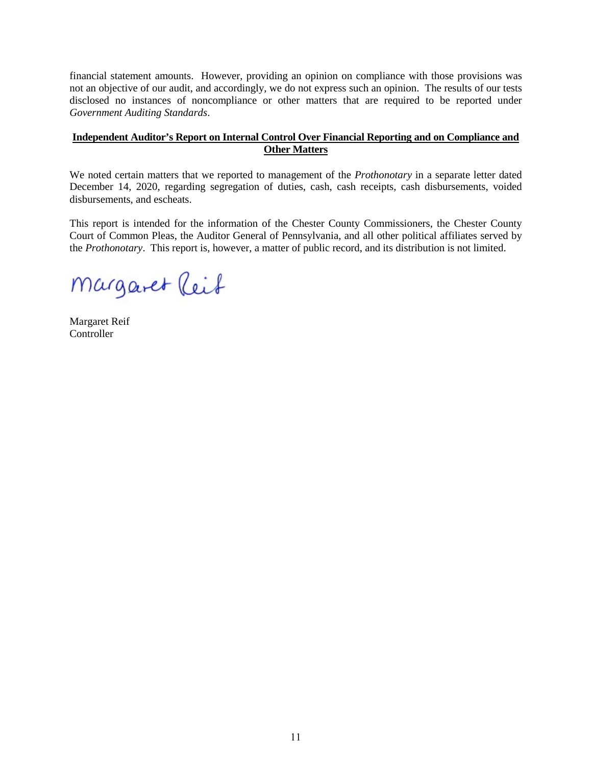financial statement amounts. However, providing an opinion on compliance with those provisions was not an objective of our audit, and accordingly, we do not express such an opinion. The results of our tests disclosed no instances of noncompliance or other matters that are required to be reported under *Government Auditing Standards*.

**Independent Auditor's Report on Internal Control Over Financial Reporting and on Compliance and Other Matters**

We noted certain matters that we reported to management of the *Prothonotary* in a separate letter dated December 14, 2020, regarding segregation of duties, cash, cash receipts, cash disbursements, voided disbursements, and escheats.

This report is intended for the information of the Chester County Commissioners, the Chester County Court of Common Pleas, the Auditor General of Pennsylvania, and all other political affiliates served by the *Prothonotary*. This report is, however, a matter of public record, and its distribution is not limited.

Margaret Reif

Margaret Reif
Controller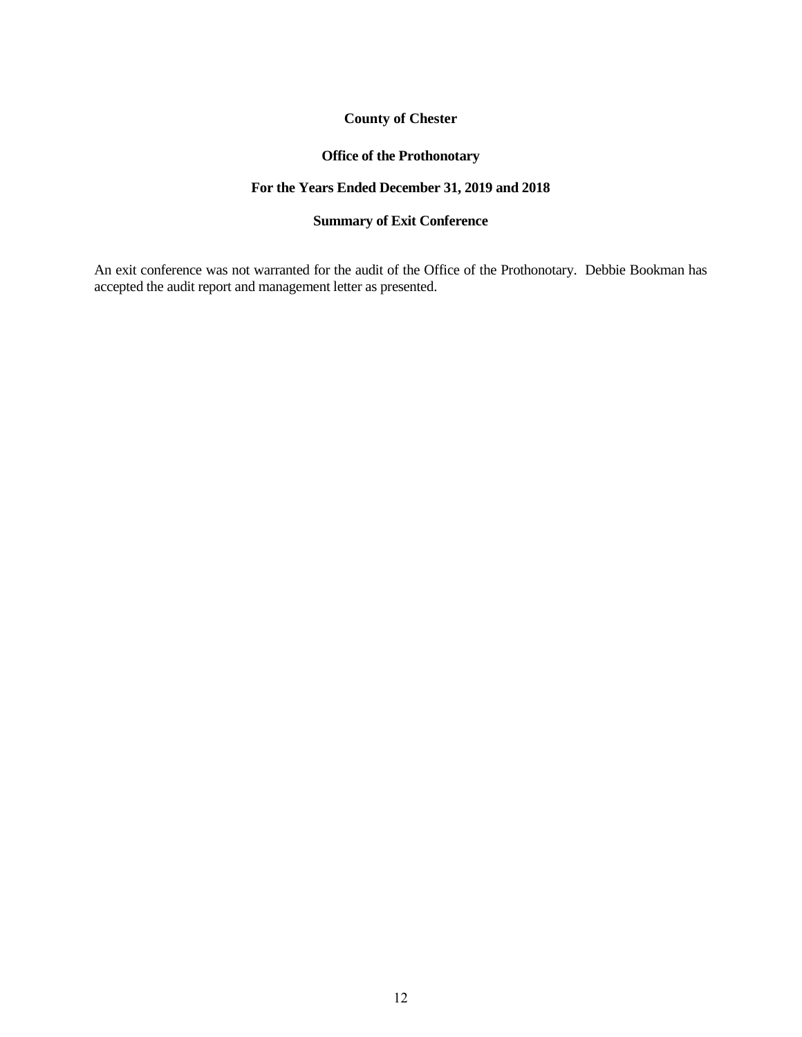**County of Chester**

**Office of the Prothonotary**

**For the Years Ended December 31, 2019 and 2018**

**Summary of Exit Conference**

An exit conference was not warranted for the audit of the Office of the Prothonotary. Debbie Bookman has accepted the audit report and management letter as presented.